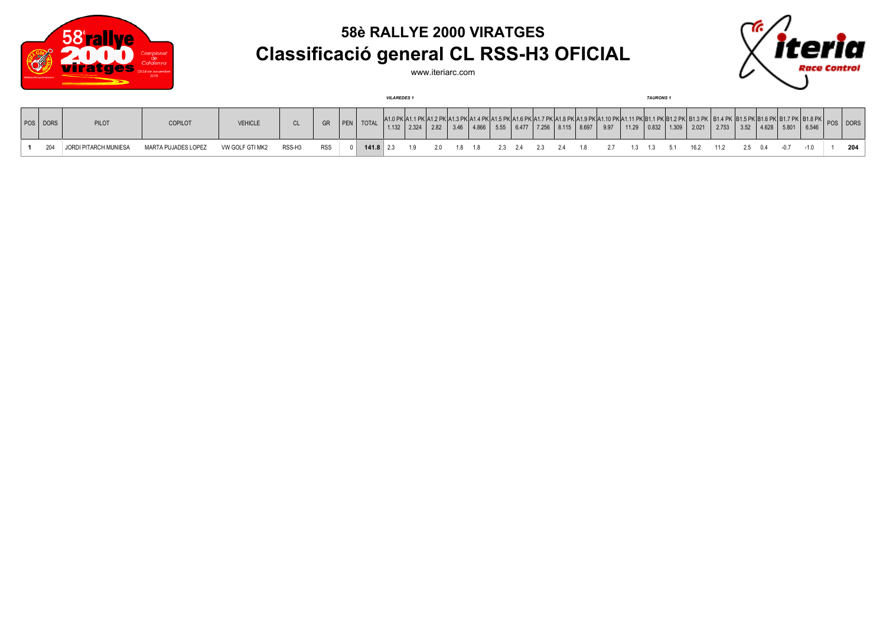# 58è RALLYE 2000 VIRATGES

## Classificació general CL RSS-H3 OFICIAL

www.iteriarc.com

| POS | DORS | PILOT | COPILOT | VEHICLE | CL | GR | PEN | TOTAL | A1.0 PK 1.132 | A1.1 PK 2.324 | A1.2 PK 2.82 | A1.3 PK 3.46 | A1.4 PK 4.866 | A1.5 PK 5.55 | A1.6 PK 6.477 | A1.7 PK 7.256 | A1.8 PK 8.115 | A1.9 PK 8.697 | A1.10 PK 9.97 | A1.11 PK 11.29 | B1.1 PK 0.832 | B1.2 PK 1.309 | B1.3 PK 2.021 | B1.4 PK 2.753 | B1.5 PK 3.52 | B1.6 PK 4.628 | B1.7 PK 5.801 | B1.8 PK 6.546 | POS | DORS |
|---|---|---|---|---|---|---|---|---|---|---|---|---|---|---|---|---|---|---|---|---|---|---|---|---|---|---|---|---|---|---|
| | | | | | | | | | *VILAREDES 1* | | | | | | | | | | | | *TAURONS 1* | | | | | | | | | |
| **1** | 204 | JORDI PITARCH MUNIESA | MARTA PUJADES LOPEZ | VW GOLF GTI MK2 | RSS-H3 | RSS | 0 | **141.8** | 2.3 | 1.9 | 2.0 | 1.8 | 1.8 | 2.3 | 2.4 | 2.3 | 2.4 | 1.8 | 2.7 | 1.3 | 1.3 | 5.1 | 16.2 | 11.2 | 2.5 | 0.4 | -0.7 | -1.0 | 1 | **204** |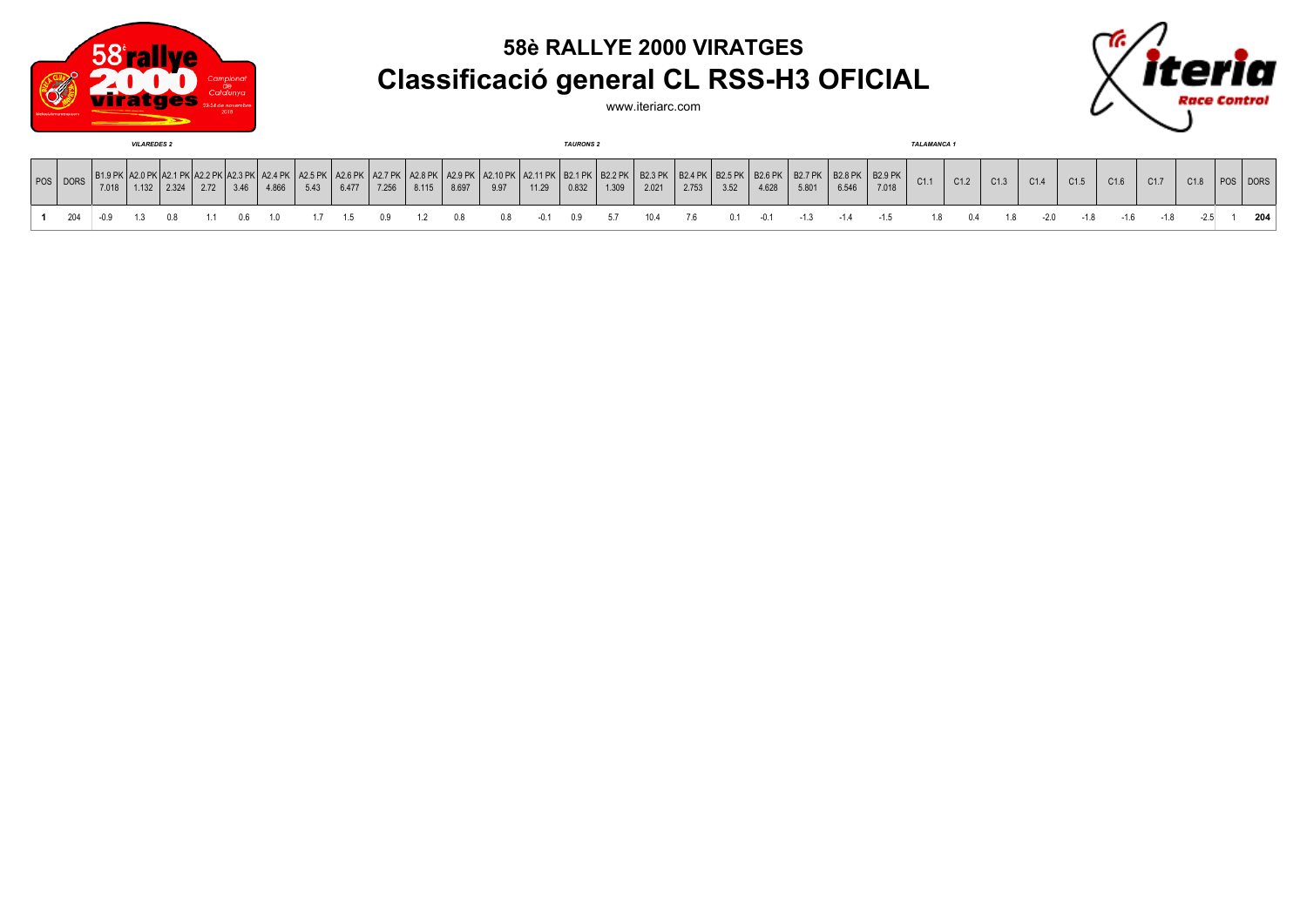# 58è RALLYE 2000 VIRATGES

## Classificació general CL RSS-H3 OFICIAL

www.iteriarc.com

*VILAREDES 2* — *TAURONS 2* — *TALAMANCA 1*

| POS | DORS | B1.9 PK 7.018 | A2.0 PK 1.132 | A2.1 PK 2.324 | A2.2 PK 2.72 | A2.3 PK 3.46 | A2.4 PK 4.866 | A2.5 PK 5.43 | A2.6 PK 6.477 | A2.7 PK 7.256 | A2.8 PK 8.115 | A2.9 PK 8.697 | A2.10 PK 9.97 | A2.11 PK 11.29 | B2.1 PK 0.832 | B2.2 PK 1.309 | B2.3 PK 2.021 | B2.4 PK 2.753 | B2.5 PK 3.52 | B2.6 PK 4.628 | B2.7 PK 5.801 | B2.8 PK 6.546 | B2.9 PK 7.018 | C1.1 | C1.2 | C1.3 | C1.4 | C1.5 | C1.6 | C1.7 | C1.8 | POS | DORS |
|---|---|---|---|---|---|---|---|---|---|---|---|---|---|---|---|---|---|---|---|---|---|---|---|---|---|---|---|---|---|---|---|---|---|
| **1** | 204 | -0.9 | 1.3 | 0.8 | 1.1 | 0.6 | 1.0 | 1.7 | 1.5 | 0.9 | 1.2 | 0.8 | 0.8 | -0.1 | 0.9 | 5.7 | 10.4 | 7.6 | 0.1 | -0.1 | -1.3 | -1.4 | -1.5 | 1.8 | 0.4 | 1.8 | -2.0 | -1.8 | -1.6 | -1.8 | -2.5 | 1 | **204** |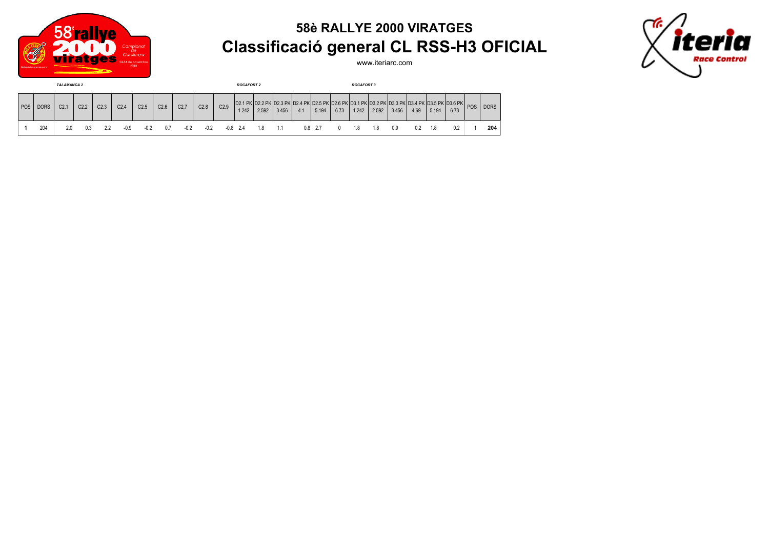# 58è RALLYE 2000 VIRATGES

## Classificació general CL RSS-H3 OFICIAL

www.iteriarc.com

| | | *TALAMANCA 2* | | | | | | | | | *ROCAFORT 2* | | | | | | *ROCAFORT 3* | | | | | | | |
|---|---|---|---|---|---|---|---|---|---|---|---|---|---|---|---|---|---|---|---|---|---|---|---|---|
| POS | DORS | C2.1 | C2.2 | C2.3 | C2.4 | C2.5 | C2.6 | C2.7 | C2.8 | C2.9 | D2.1 PK 1.242 | D2.2 PK 2.592 | D2.3 PK 3.456 | D2.4 PK 4.1 | D2.5 PK 5.194 | D2.6 PK 6.73 | D3.1 PK 1.242 | D3.2 PK 2.592 | D3.3 PK 3.456 | D3.4 PK 4.69 | D3.5 PK 5.194 | D3.6 PK 6.73 | POS | DORS |
| **1** | 204 | 2.0 | 0.3 | 2.2 | -0.9 | -0.2 | 0.7 | -0.2 | -0.2 | -0.8 | 2.4 | 1.8 | 1.1 | 0.8 | 2.7 | 0 | 1.8 | 1.8 | 0.9 | 0.2 | 1.8 | 0.2 | 1 | **204** |